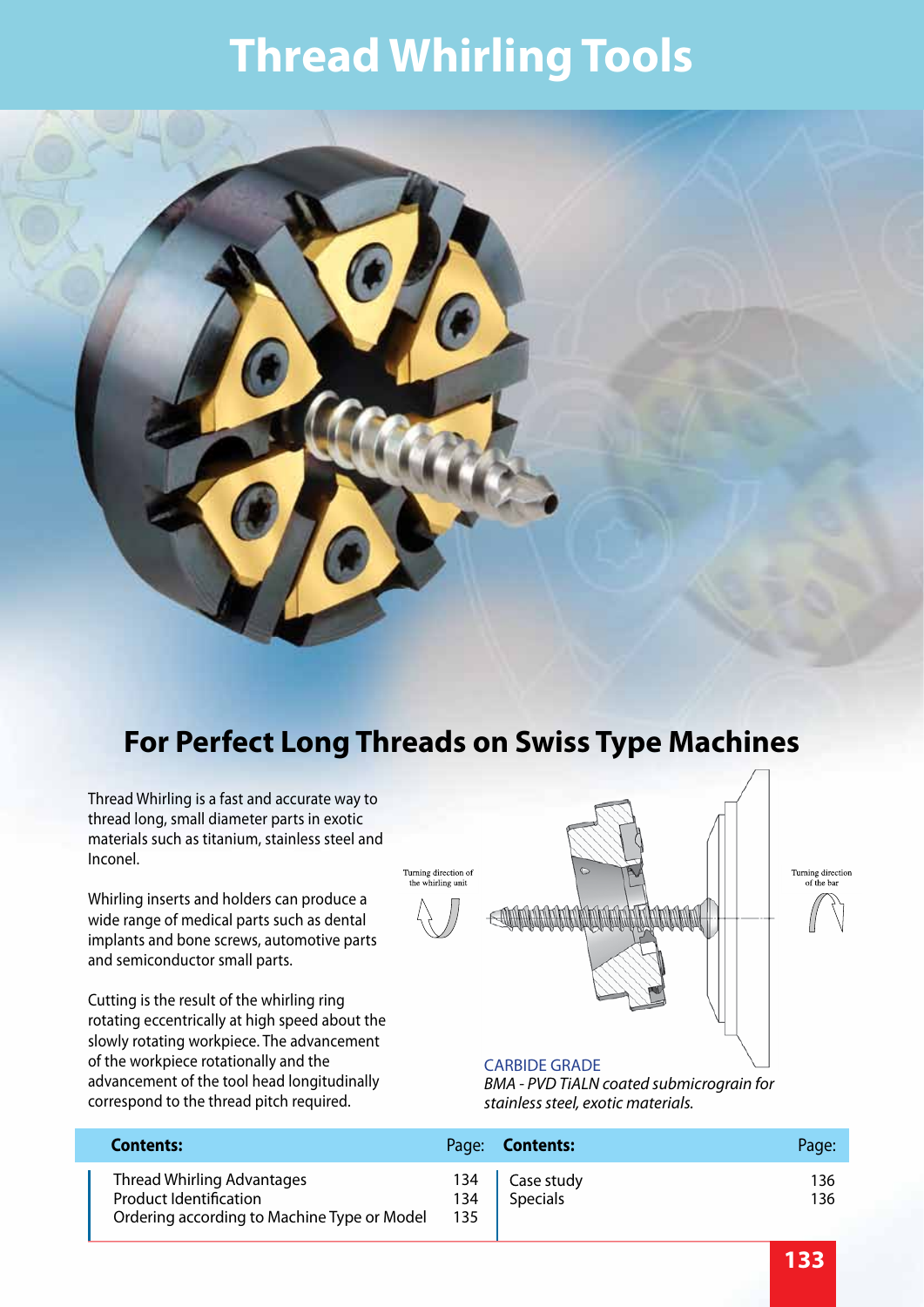# Thread Whirling Tools

## For Perfect Long Threads on Swiss Type Machines

Thread Whirling is a fast and accurate way to thread long, small diameter parts in exotic materials such as titanium, stainless steel and Inconel.

Whirling inserts and holders can produce a wide range of medical parts such as dental implants and bone screws, automotive parts and semiconductor small parts.

Cutting is the result of the whirling ring rotating eccentrically at high speed about the slowly rotating workpiece. The advancement of the workpiece rotationally and the advancement of the tool head longitudinally correspond to the thread pitch required.

Turning direction of the whirling unit

Turning direction of the bar

CARBIDE GRADE

*BMA - PVD TiALN coated submicrograin for stainless steel, exotic materials.*

| Contents: | Page: | Contents: | Page: |
|---|---|---|---|
| Thread Whirling Advantages | 134 | Case study | 136 |
| Product Identification | 134 | Specials | 136 |
| Ordering according to Machine Type or Model | 135 | | |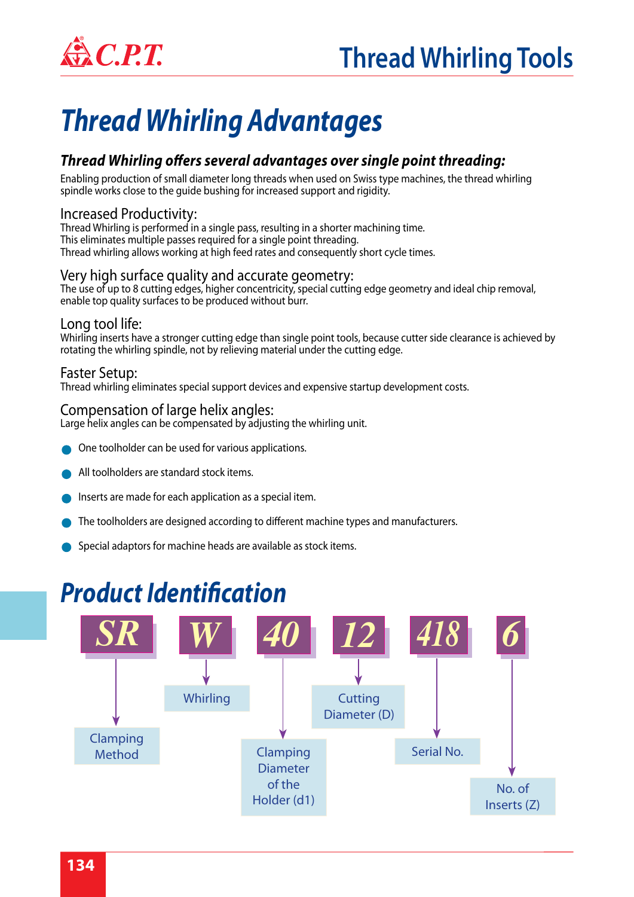# Thread Whirling Advantages

### *Thread Whirling offers several advantages over single point threading:*

Enabling production of small diameter long threads when used on Swiss type machines, the thread whirling spindle works close to the guide bushing for increased support and rigidity.

#### Increased Productivity:

Thread Whirling is performed in a single pass, resulting in a shorter machining time.
This eliminates multiple passes required for a single point threading.
Thread whirling allows working at high feed rates and consequently short cycle times.

#### Very high surface quality and accurate geometry:

The use of up to 8 cutting edges, higher concentricity, special cutting edge geometry and ideal chip removal, enable top quality surfaces to be produced without burr.

#### Long tool life:

Whirling inserts have a stronger cutting edge than single point tools, because cutter side clearance is achieved by rotating the whirling spindle, not by relieving material under the cutting edge.

#### Faster Setup:

Thread whirling eliminates special support devices and expensive startup development costs.

#### Compensation of large helix angles:

Large helix angles can be compensated by adjusting the whirling unit.

- One toolholder can be used for various applications.
- All toolholders are standard stock items.
- Inserts are made for each application as a special item.
- The toolholders are designed according to different machine types and manufacturers.
- Special adaptors for machine heads are available as stock items.

# Product Identification

| SR | W | 40 | 12 | 418 | 6 |
|---|---|---|---|---|---|
| Clamping Method | Whirling | Clamping Diameter of the Holder (d1) | Cutting Diameter (D) | Serial No. | No. of Inserts (Z) |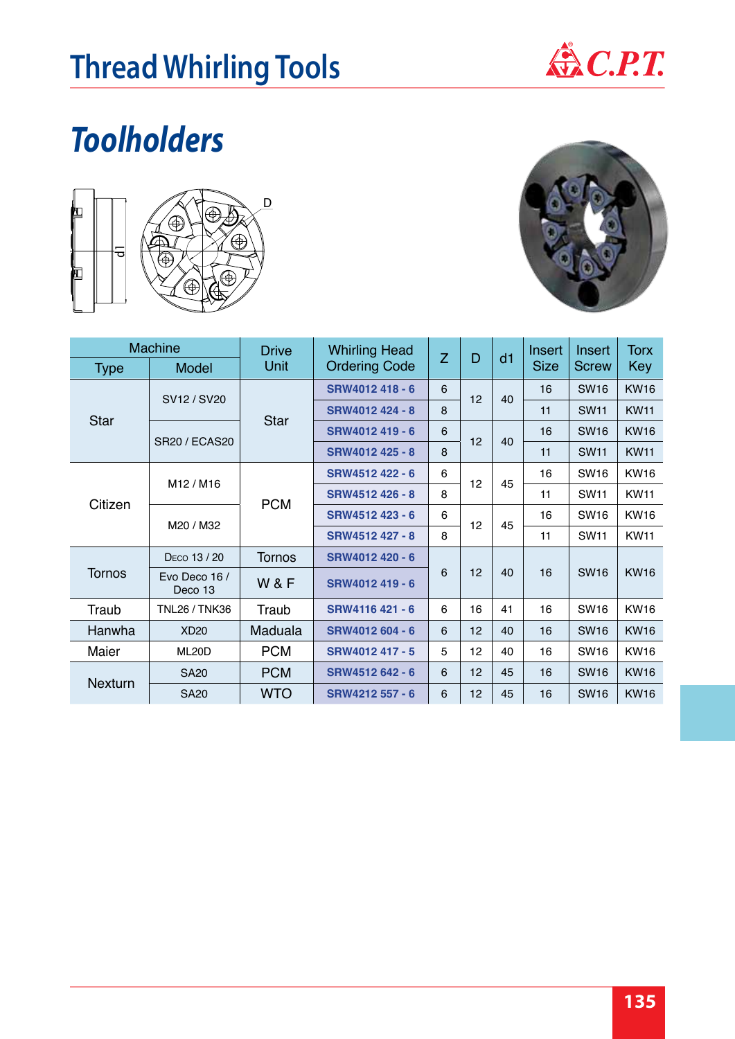# Thread Whirling Tools

## Toolholders

| Machine | | Drive Unit | Whirling Head Ordering Code | Z | D | d1 | Insert Size | Insert Screw | Torx Key |
|---|---|---|---|---|---|---|---|---|---|
| Type | Model | | | | | | | | |
| Star | SV12 / SV20 | Star | SRW4012 418 - 6 | 6 | 12 | 40 | 16 | SW16 | KW16 |
| | | | SRW4012 424 - 8 | 8 | | | 11 | SW11 | KW11 |
| | SR20 / ECAS20 | | SRW4012 419 - 6 | 6 | 12 | 40 | 16 | SW16 | KW16 |
| | | | SRW4012 425 - 8 | 8 | | | 11 | SW11 | KW11 |
| Citizen | M12 / M16 | PCM | SRW4512 422 - 6 | 6 | 12 | 45 | 16 | SW16 | KW16 |
| | | | SRW4512 426 - 8 | 8 | | | 11 | SW11 | KW11 |
| | M20 / M32 | | SRW4512 423 - 6 | 6 | 12 | 45 | 16 | SW16 | KW16 |
| | | | SRW4512 427 - 8 | 8 | | | 11 | SW11 | KW11 |
| Tornos | Deco 13 / 20 | Tornos | SRW4012 420 - 6 | 6 | 12 | 40 | 16 | SW16 | KW16 |
| | Evo Deco 16 / Deco 13 | W & F | SRW4012 419 - 6 | | | | | | |
| Traub | TNL26 / TNK36 | Traub | SRW4116 421 - 6 | 6 | 16 | 41 | 16 | SW16 | KW16 |
| Hanwha | XD20 | Maduala | SRW4012 604 - 6 | 6 | 12 | 40 | 16 | SW16 | KW16 |
| Maier | ML20D | PCM | SRW4012 417 - 5 | 5 | 12 | 40 | 16 | SW16 | KW16 |
| Nexturn | SA20 | PCM | SRW4512 642 - 6 | 6 | 12 | 45 | 16 | SW16 | KW16 |
| | SA20 | WTO | SRW4212 557 - 6 | 6 | 12 | 45 | 16 | SW16 | KW16 |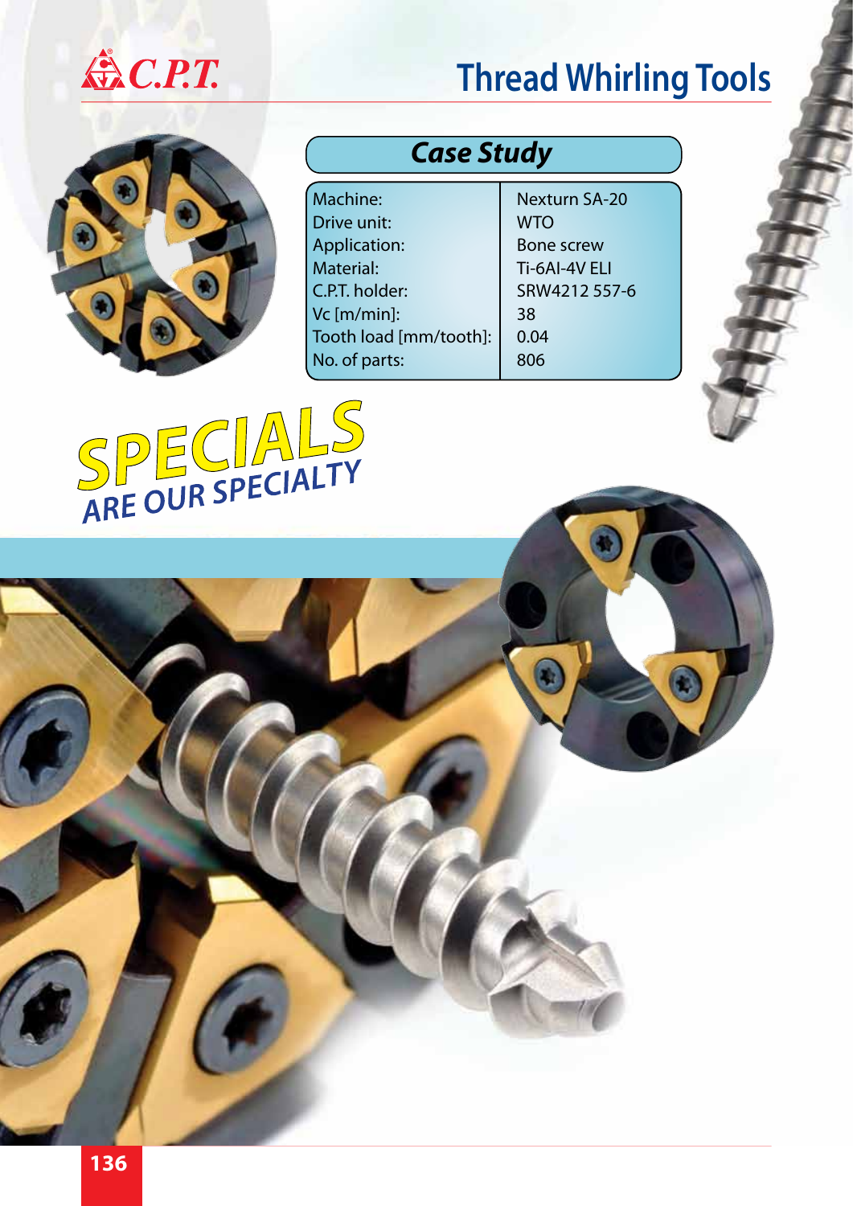C.P.T.

# Thread Whirling Tools

## Case Study

| | |
|---|---|
| Machine: | Nexturn SA-20 |
| Drive unit: | WTO |
| Application: | Bone screw |
| Material: | Ti-6Al-4V ELI |
| C.P.T. holder: | SRW4212 557-6 |
| Vc [m/min]: | 38 |
| Tooth load [mm/tooth]: | 0.04 |
| No. of parts: | 806 |

**SPECIALS**
**ARE OUR SPECIALTY**